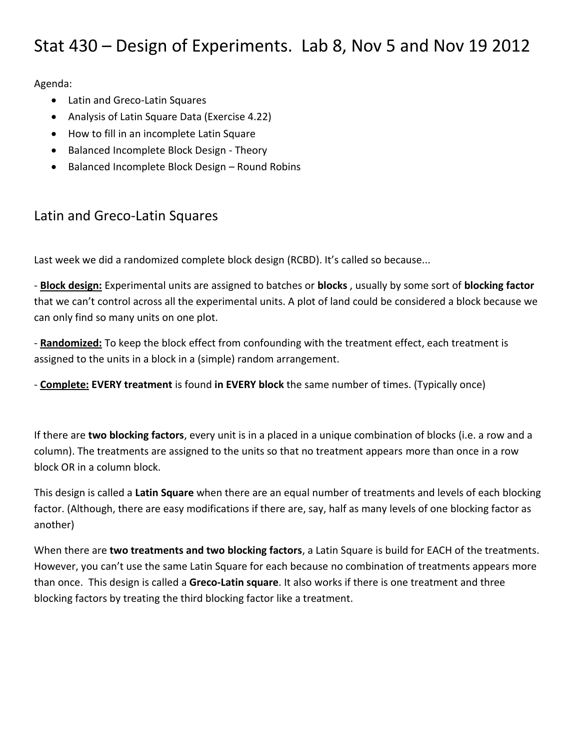# Stat 430 – Design of Experiments. Lab 8, Nov 5 and Nov 19 2012

Agenda:

- Latin and Greco-Latin Squares
- Analysis of Latin Square Data (Exercise 4.22)
- How to fill in an incomplete Latin Square
- Balanced Incomplete Block Design - Theory
- Balanced Incomplete Block Design – Round Robins

## Latin and Greco-Latin Squares

Last week we did a randomized complete block design (RCBD). It's called so because...

- **Block design:** Experimental units are assigned to batches or **blocks** , usually by some sort of **blocking factor** that we can't control across all the experimental units. A plot of land could be considered a block because we can only find so many units on one plot.

- **Randomized:** To keep the block effect from confounding with the treatment effect, each treatment is assigned to the units in a block in a (simple) random arrangement.

- **Complete: EVERY treatment** is found **in EVERY block** the same number of times. (Typically once)

If there are **two blocking factors**, every unit is in a placed in a unique combination of blocks (i.e. a row and a column). The treatments are assigned to the units so that no treatment appears more than once in a row block OR in a column block.

This design is called a **Latin Square** when there are an equal number of treatments and levels of each blocking factor. (Although, there are easy modifications if there are, say, half as many levels of one blocking factor as another)

When there are **two treatments and two blocking factors**, a Latin Square is build for EACH of the treatments. However, you can't use the same Latin Square for each because no combination of treatments appears more than once. This design is called a **Greco-Latin square**. It also works if there is one treatment and three blocking factors by treating the third blocking factor like a treatment.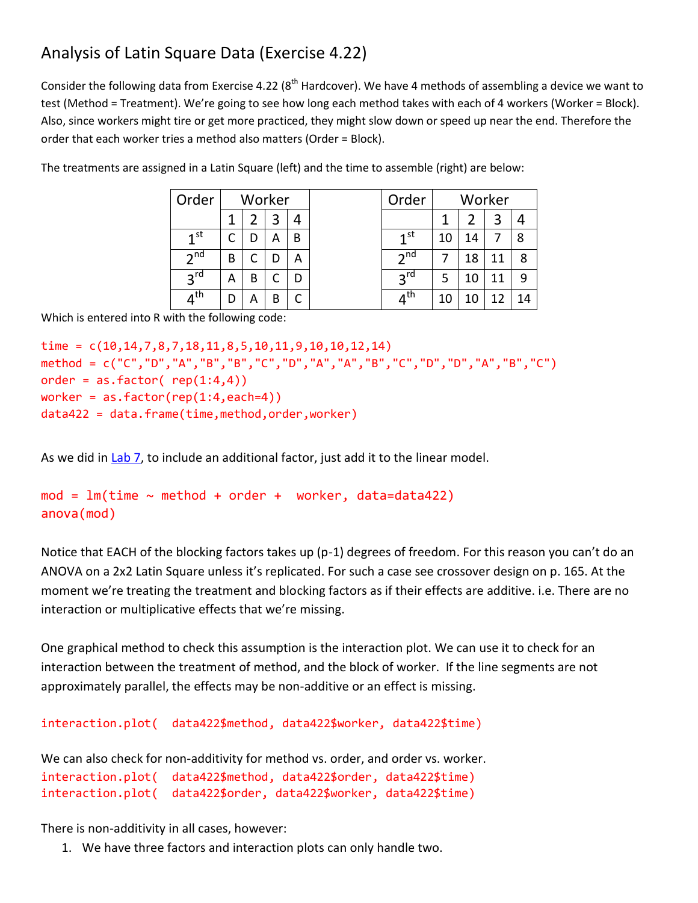# Analysis of Latin Square Data (Exercise 4.22)

Consider the following data from Exercise 4.22 (8th Hardcover). We have 4 methods of assembling a device we want to test (Method = Treatment). We're going to see how long each method takes with each of 4 workers (Worker = Block). Also, since workers might tire or get more practiced, they might slow down or speed up near the end. Therefore the order that each worker tries a method also matters (Order = Block).

The treatments are assigned in a Latin Square (left) and the time to assemble (right) are below:

| Order | Worker | | | |
|---|---|---|---|---|
| | 1 | 2 | 3 | 4 |
| 1st | C | D | A | B |
| 2nd | B | C | D | A |
| 3rd | A | B | C | D |
| 4th | D | A | B | C |

| Order | Worker | | | |
|---|---|---|---|---|
| | 1 | 2 | 3 | 4 |
| 1st | 10 | 14 | 7 | 8 |
| 2nd | 7 | 18 | 11 | 8 |
| 3rd | 5 | 10 | 11 | 9 |
| 4th | 10 | 10 | 12 | 14 |

Which is entered into R with the following code:

```
time = c(10,14,7,8,7,18,11,8,5,10,11,9,10,10,12,14)
method = c("C","D","A","B","B","C","D","A","A","B","C","D","D","A","B","C")
order = as.factor( rep(1:4,4))
worker = as.factor(rep(1:4,each=4))
data422 = data.frame(time,method,order,worker)
```

As we did in Lab 7, to include an additional factor, just add it to the linear model.

```
mod = lm(time ~ method + order +  worker, data=data422)
anova(mod)
```

Notice that EACH of the blocking factors takes up (p-1) degrees of freedom. For this reason you can't do an ANOVA on a 2x2 Latin Square unless it's replicated. For such a case see crossover design on p. 165. At the moment we're treating the treatment and blocking factors as if their effects are additive. i.e. There are no interaction or multiplicative effects that we're missing.

One graphical method to check this assumption is the interaction plot. We can use it to check for an interaction between the treatment of method, and the block of worker. If the line segments are not approximately parallel, the effects may be non-additive or an effect is missing.

```
interaction.plot(  data422$method, data422$worker, data422$time)
```

We can also check for non-additivity for method vs. order, and order vs. worker.

```
interaction.plot(  data422$method, data422$order, data422$time)
interaction.plot(  data422$order, data422$worker, data422$time)
```

There is non-additivity in all cases, however:

1. We have three factors and interaction plots can only handle two.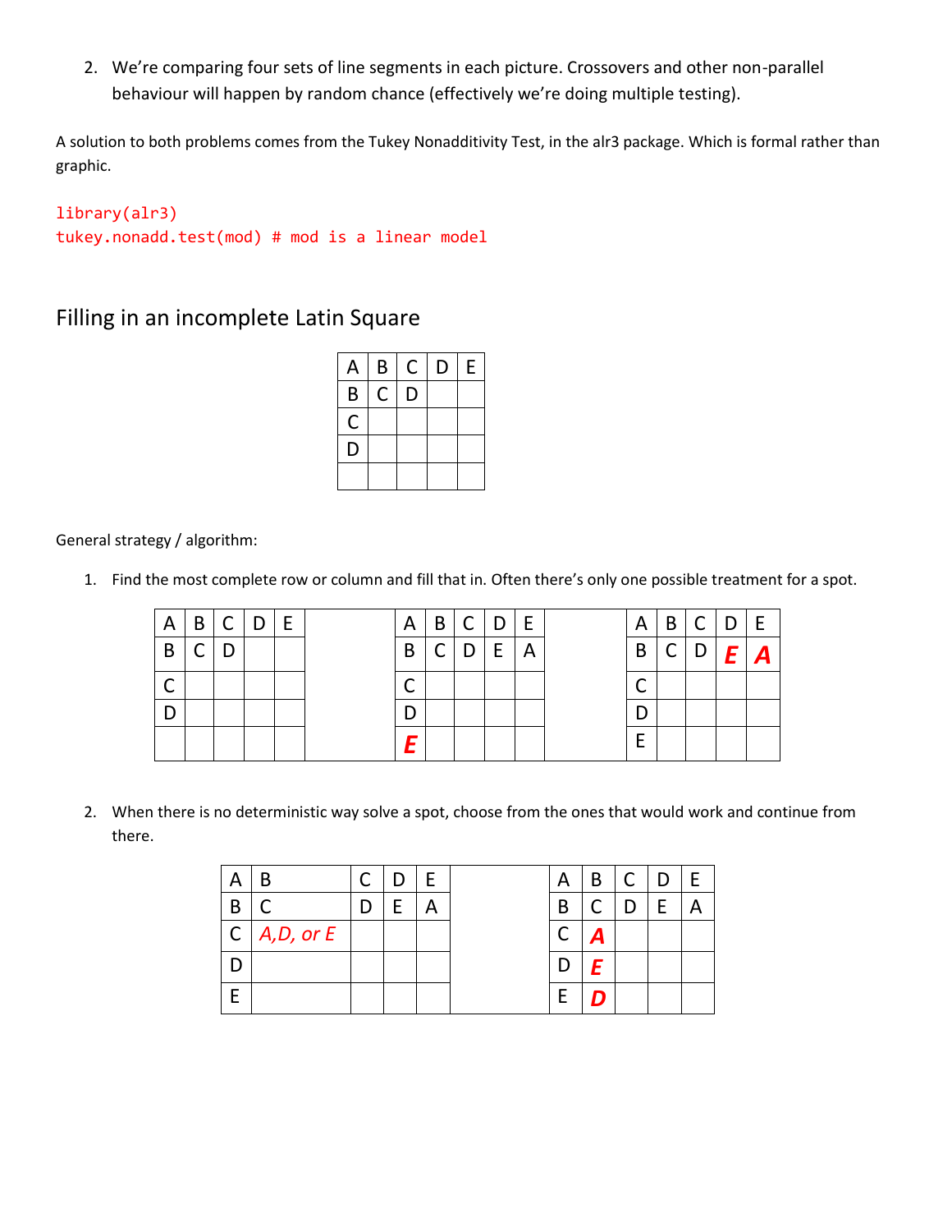2. We're comparing four sets of line segments in each picture. Crossovers and other non-parallel behaviour will happen by random chance (effectively we're doing multiple testing).

A solution to both problems comes from the Tukey Nonadditivity Test, in the alr3 package. Which is formal rather than graphic.

```
library(alr3)
tukey.nonadd.test(mod) # mod is a linear model
```

## Filling in an incomplete Latin Square

| A | B | C | D | E |
|---|---|---|---|---|
| B | C | D | | |
| C | | | | |
| D | | | | |
| | | | | |

General strategy / algorithm:

1. Find the most complete row or column and fill that in. Often there's only one possible treatment for a spot.

| A | B | C | D | E |
|---|---|---|---|---|
| B | C | D | | |
| C | | | | |
| D | | | | |
| | | | | |

| A | B | C | D | E |
|---|---|---|---|---|
| B | C | D | E | A |
| C | | | | |
| D | | | | |
| ***E*** | | | | |

| A | B | C | D | E |
|---|---|---|---|---|
| B | C | D | ***E*** | ***A*** |
| C | | | | |
| D | | | | |
| E | | | | |

2. When there is no deterministic way solve a spot, choose from the ones that would work and continue from there.

| A | B | C | D | E |
|---|---|---|---|---|
| B | C | D | E | A |
| C | *A,D, or E* | | | |
| D | | | | |
| E | | | | |

| A | B | C | D | E |
|---|---|---|---|---|
| B | C | D | E | A |
| C | ***A*** | | | |
| D | ***E*** | | | |
| E | ***D*** | | | |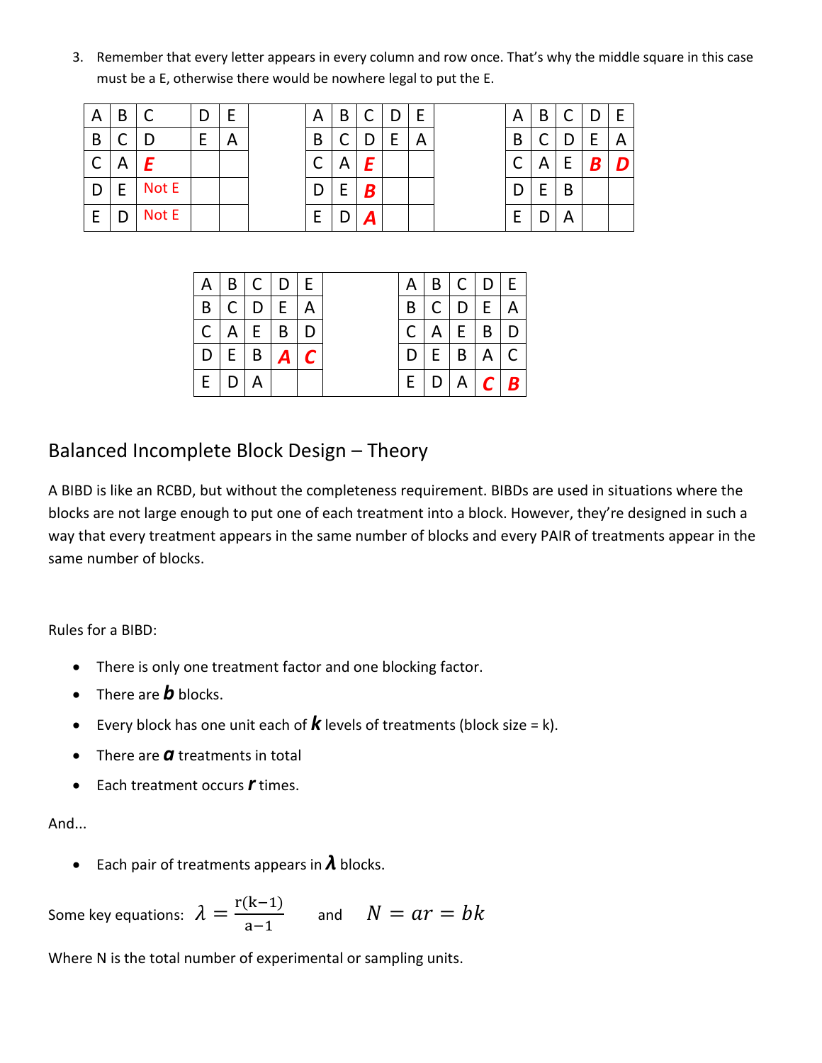3. Remember that every letter appears in every column and row once. That's why the middle square in this case must be a E, otherwise there would be nowhere legal to put the E.

| A | B | C | D | E |
|---|---|---|---|---|
| B | C | D | E | A |
| C | A | ***E*** | | |
| D | E | Not E | | |
| E | D | Not E | | |

| A | B | C | D | E |
|---|---|---|---|---|
| B | C | D | E | A |
| C | A | ***E*** | | |
| D | E | ***B*** | | |
| E | D | ***A*** | | |

| A | B | C | D | E |
|---|---|---|---|---|
| B | C | D | E | A |
| C | A | E | ***B*** | ***D*** |
| D | E | B | | |
| E | D | A | | |

| A | B | C | D | E |
|---|---|---|---|---|
| B | C | D | E | A |
| C | A | E | B | D |
| D | E | B | ***A*** | ***C*** |
| E | D | A | | |

| A | B | C | D | E |
|---|---|---|---|---|
| B | C | D | E | A |
| C | A | E | B | D |
| D | E | B | A | C |
| E | D | A | ***C*** | ***B*** |

## Balanced Incomplete Block Design – Theory

A BIBD is like an RCBD, but without the completeness requirement. BIBDs are used in situations where the blocks are not large enough to put one of each treatment into a block. However, they're designed in such a way that every treatment appears in the same number of blocks and every PAIR of treatments appear in the same number of blocks.

Rules for a BIBD:

- There is only one treatment factor and one blocking factor.
- There are ***b*** blocks.
- Every block has one unit each of ***k*** levels of treatments (block size = k).
- There are ***a*** treatments in total
- Each treatment occurs ***r*** times.

And...

- Each pair of treatments appears in ***λ*** blocks.

Some key equations: $\lambda = \frac{r(k-1)}{a-1}$ and $N = ar = bk$

Where N is the total number of experimental or sampling units.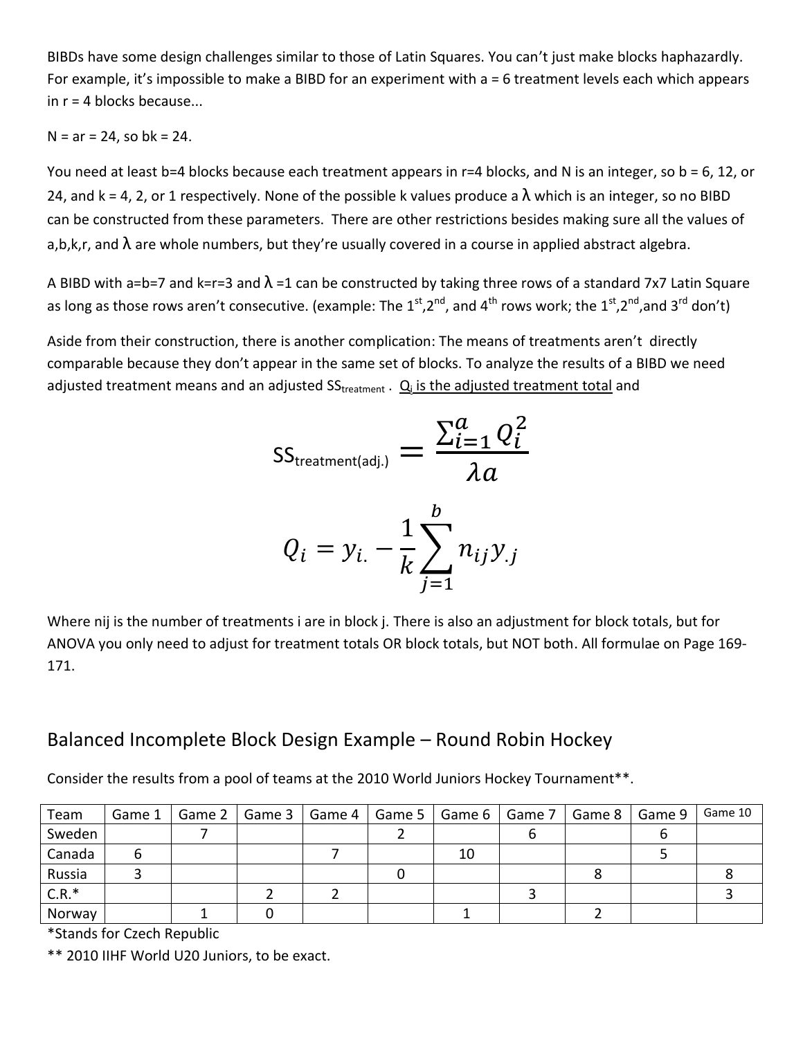BIBDs have some design challenges similar to those of Latin Squares. You can't just make blocks haphazardly. For example, it's impossible to make a BIBD for an experiment with a = 6 treatment levels each which appears in r = 4 blocks because...

N = ar = 24, so bk = 24.

You need at least b=4 blocks because each treatment appears in r=4 blocks, and N is an integer, so b = 6, 12, or 24, and k = 4, 2, or 1 respectively. None of the possible k values produce a $\lambda$ which is an integer, so no BIBD can be constructed from these parameters. There are other restrictions besides making sure all the values of a,b,k,r, and $\lambda$ are whole numbers, but they're usually covered in a course in applied abstract algebra.

A BIBD with a=b=7 and k=r=3 and $\lambda$ =1 can be constructed by taking three rows of a standard 7x7 Latin Square as long as those rows aren't consecutive. (example: The 1st,2nd, and 4th rows work; the 1st,2nd,and 3rd don't)

Aside from their construction, there is another complication: The means of treatments aren't directly comparable because they don't appear in the same set of blocks. To analyze the results of a BIBD we need adjusted treatment means and an adjusted $SS_{treatment}$. $Q_i$ is the adjusted treatment total and

$$SS_{treatment(adj.)} = \frac{\sum_{i=1}^{a} Q_i^2}{\lambda a}$$

$$Q_i = y_{i.} - \frac{1}{k}\sum_{j=1}^{b} n_{ij} y_{.j}$$

Where nij is the number of treatments i are in block j. There is also an adjustment for block totals, but for ANOVA you only need to adjust for treatment totals OR block totals, but NOT both. All formulae on Page 169-171.

## Balanced Incomplete Block Design Example – Round Robin Hockey

Consider the results from a pool of teams at the 2010 World Juniors Hockey Tournament**.

| Team | Game 1 | Game 2 | Game 3 | Game 4 | Game 5 | Game 6 | Game 7 | Game 8 | Game 9 | Game 10 |
|---|---|---|---|---|---|---|---|---|---|---|
| Sweden | | 7 | | | 2 | | 6 | | 6 | |
| Canada | 6 | | | 7 | | 10 | | | 5 | |
| Russia | 3 | | | | 0 | | | 8 | | 8 |
| C.R.* | | | 2 | 2 | | | 3 | | | 3 |
| Norway | | 1 | 0 | | | 1 | | 2 | | |

*Stands for Czech Republic

** 2010 IIHF World U20 Juniors, to be exact.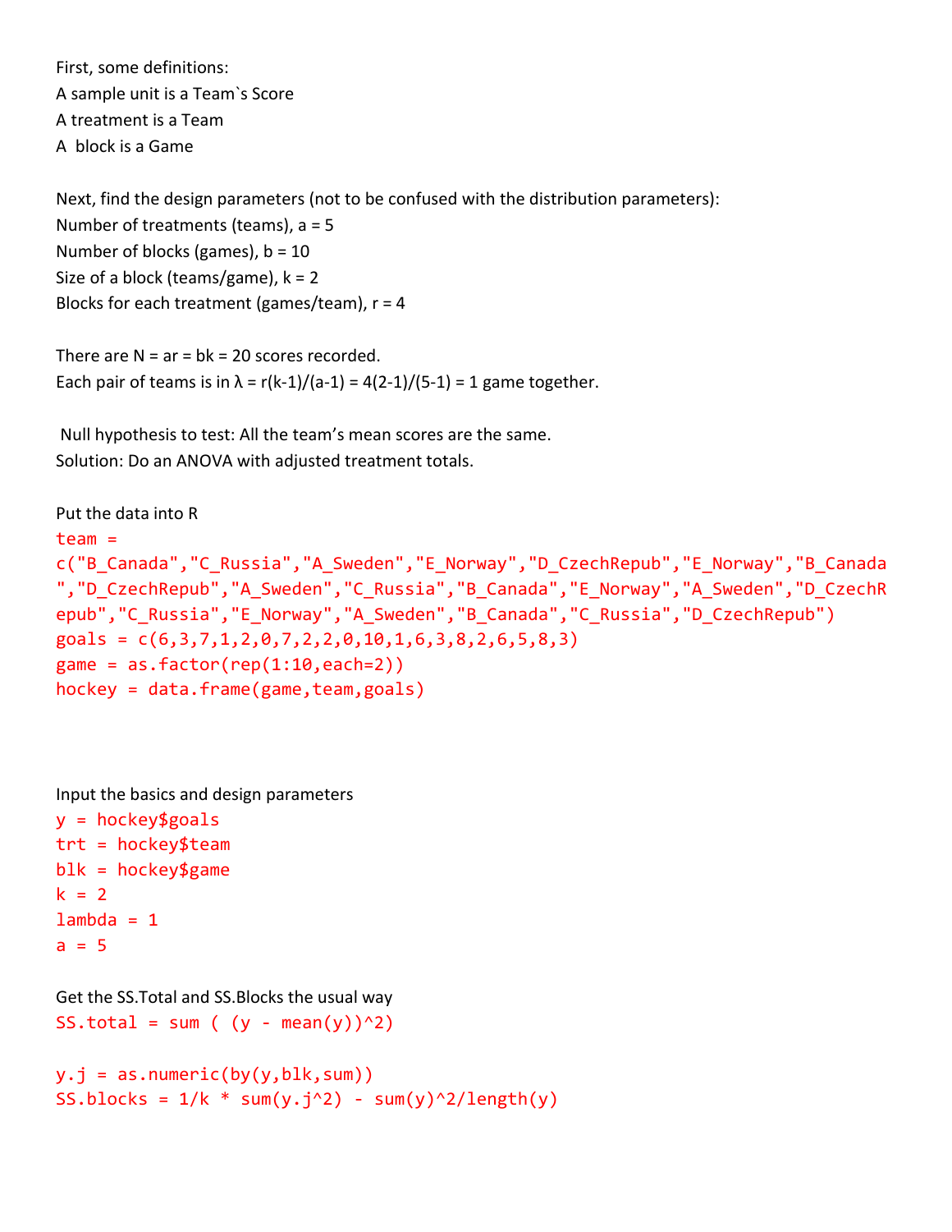First, some definitions:

A sample unit is a Team`s Score

A treatment is a Team

A block is a Game

Next, find the design parameters (not to be confused with the distribution parameters):

Number of treatments (teams), a = 5

Number of blocks (games), b = 10

Size of a block (teams/game), k = 2

Blocks for each treatment (games/team), r = 4

There are N = ar = bk = 20 scores recorded.

Each pair of teams is in $\lambda = r(k-1)/(a-1) = 4(2-1)/(5-1) = 1$ game together.

Null hypothesis to test: All the team's mean scores are the same.

Solution: Do an ANOVA with adjusted treatment totals.

Put the data into R

```
team = 
c("B_Canada","C_Russia","A_Sweden","E_Norway","D_CzechRepub","E_Norway","B_Canada
","D_CzechRepub","A_Sweden","C_Russia","B_Canada","E_Norway","A_Sweden","D_CzechR
epub","C_Russia","E_Norway","A_Sweden","B_Canada","C_Russia","D_CzechRepub")
goals = c(6,3,7,1,2,0,7,2,2,0,10,1,6,3,8,2,6,5,8,3)
game = as.factor(rep(1:10,each=2))
hockey = data.frame(game,team,goals)
```

Input the basics and design parameters

```
y = hockey$goals
trt = hockey$team
blk = hockey$game
k = 2
lambda = 1
a = 5
```

Get the SS.Total and SS.Blocks the usual way

```
SS.total = sum ( (y - mean(y))^2)

y.j = as.numeric(by(y,blk,sum))
SS.blocks = 1/k * sum(y.j^2) - sum(y)^2/length(y)
```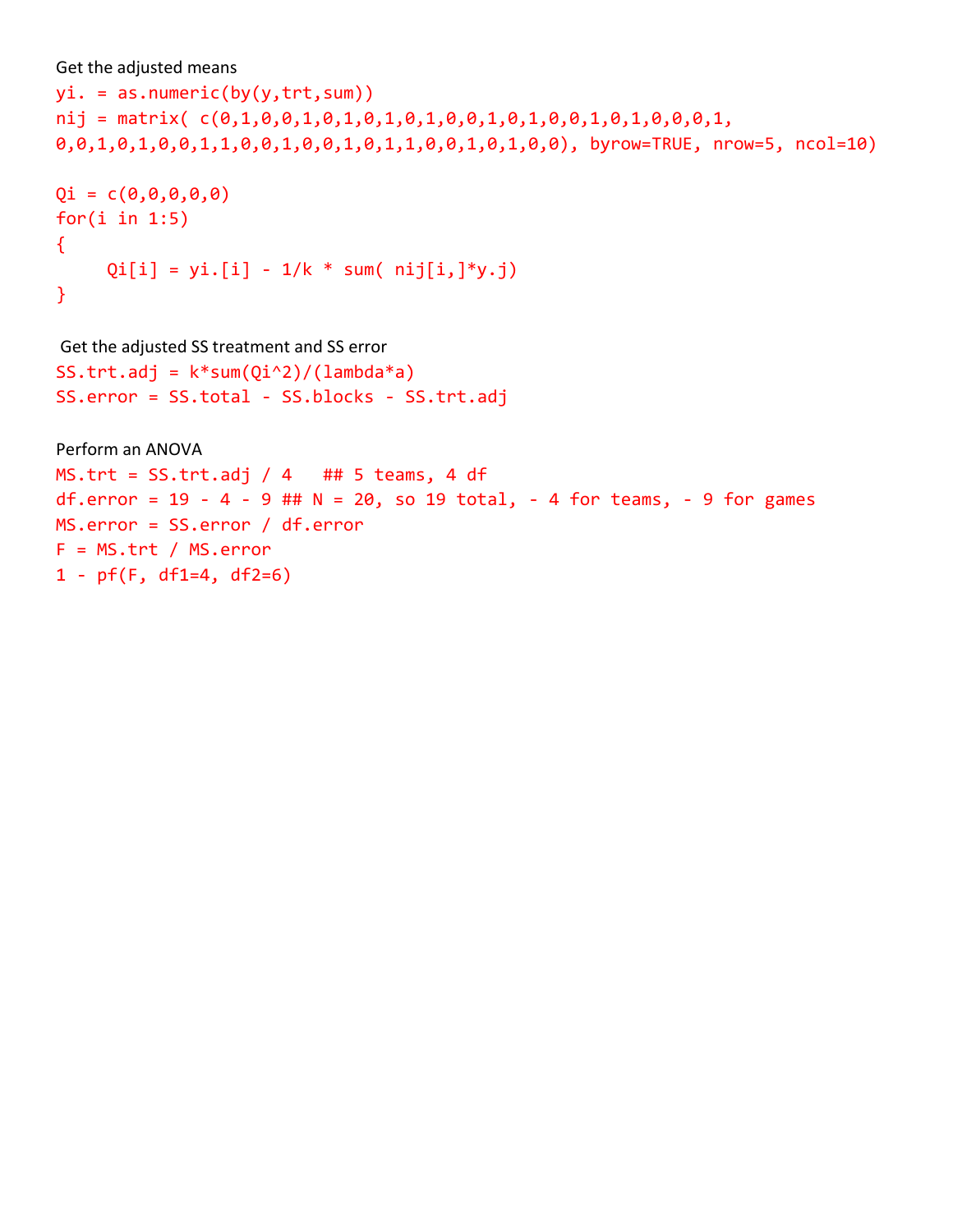Get the adjusted means

```
yi. = as.numeric(by(y,trt,sum))
nij = matrix( c(0,1,0,0,1,0,1,0,1,0,1,0,0,1,0,1,0,0,1,0,1,0,0,0,1,
0,0,1,0,1,0,0,1,1,0,0,1,0,0,1,0,1,1,0,0,1,0,1,0,0), byrow=TRUE, nrow=5, ncol=10)

Qi = c(0,0,0,0,0)
for(i in 1:5)
{
     Qi[i] = yi.[i] - 1/k * sum( nij[i,]*y.j)
}
```

Get the adjusted SS treatment and SS error

```
SS.trt.adj = k*sum(Qi^2)/(lambda*a)
SS.error = SS.total - SS.blocks - SS.trt.adj
```

Perform an ANOVA

```
MS.trt = SS.trt.adj / 4   ## 5 teams, 4 df
df.error = 19 - 4 - 9 ## N = 20, so 19 total, - 4 for teams, - 9 for games
MS.error = SS.error / df.error
F = MS.trt / MS.error
1 - pf(F, df1=4, df2=6)
```